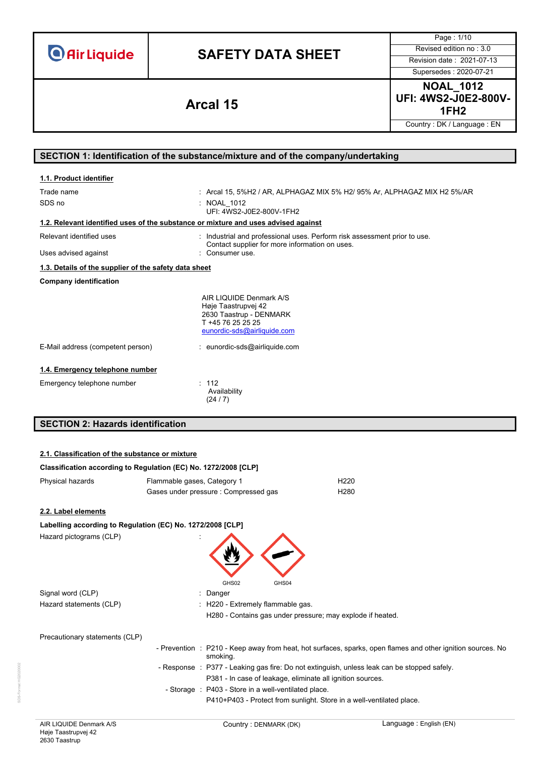# SAFETY DATA SHEET

Air Liquide

Page : 1/10
Revised edition no : 3.0
Revision date : 2021-07-13
Supersedes : 2020-07-21

## Arcal 15

**NOAL_1012**
**UFI: 4WS2-J0E2-800V-1FH2**

Country : DK / Language : EN

## SECTION 1: Identification of the substance/mixture and of the company/undertaking

### 1.1. Product identifier

| | |
|---|---|
| Trade name | : Arcal 15, 5%H2 / AR, ALPHAGAZ MIX 5% H2/ 95% Ar, ALPHAGAZ MIX H2 5%/AR |
| SDS no | : NOAL_1012<br>UFI: 4WS2-J0E2-800V-1FH2 |

### 1.2. Relevant identified uses of the substance or mixture and uses advised against

| | |
|---|---|
| Relevant identified uses | : Industrial and professional uses. Perform risk assessment prior to use.<br>Contact supplier for more information on uses. |
| Uses advised against | : Consumer use. |

### 1.3. Details of the supplier of the safety data sheet

**Company identification**

AIR LIQUIDE Denmark A/S
Høje Taastrupvej 42
2630 Taastrup - DENMARK
T +45 76 25 25 25
eunordic-sds@airliquide.com

E-Mail address (competent person) : eunordic-sds@airliquide.com

### 1.4. Emergency telephone number

Emergency telephone number : 112
Availability
(24 / 7)

## SECTION 2: Hazards identification

### 2.1. Classification of the substance or mixture

**Classification according to Regulation (EC) No. 1272/2008 [CLP]**

| | | |
|---|---|---|
| Physical hazards | Flammable gases, Category 1 | H220 |
| | Gases under pressure : Compressed gas | H280 |

### 2.2. Label elements

**Labelling according to Regulation (EC) No. 1272/2008 [CLP]**

Hazard pictograms (CLP) :

GHS02 GHS04

| | |
|---|---|
| Signal word (CLP) | : Danger |
| Hazard statements (CLP) | : H220 - Extremely flammable gas.<br>H280 - Contains gas under pressure; may explode if heated. |

Precautionary statements (CLP)

| | |
|---|---|
| - Prevention | : P210 - Keep away from heat, hot surfaces, sparks, open flames and other ignition sources. No smoking. |
| - Response | : P377 - Leaking gas fire: Do not extinguish, unless leak can be stopped safely.<br>P381 - In case of leakage, eliminate all ignition sources. |
| - Storage | : P403 - Store in a well-ventilated place.<br>P410+P403 - Protect from sunlight. Store in a well-ventilated place. |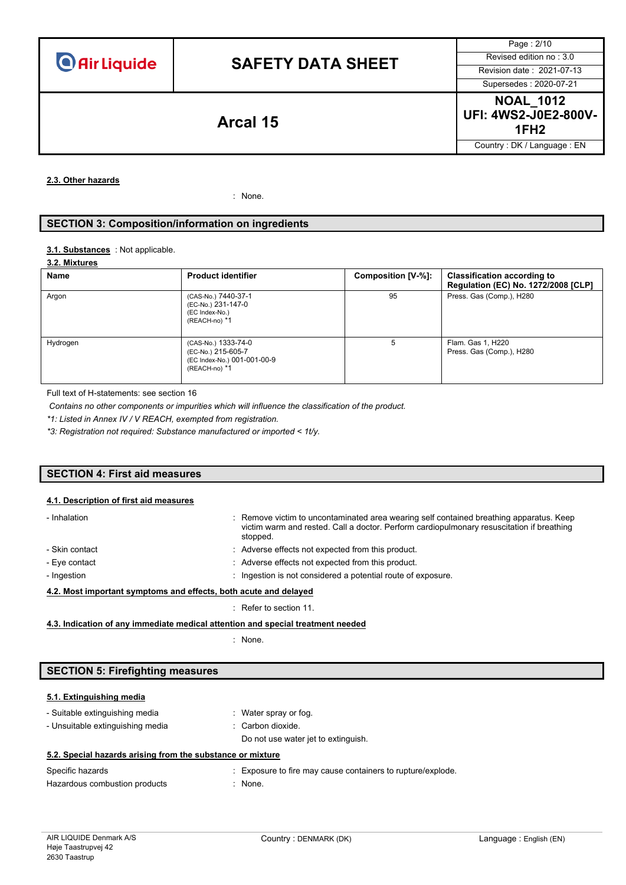#### 2.3. Other hazards

: None.

## SECTION 3: Composition/information on ingredients

**3.1. Substances** : Not applicable.

**3.2. Mixtures**

| Name | Product identifier | Composition [V-%]: | Classification according to Regulation (EC) No. 1272/2008 [CLP] |
|---|---|---|---|
| Argon | (CAS-No.) 7440-37-1<br>(EC-No.) 231-147-0<br>(EC Index-No.)<br>(REACH-no) *1 | 95 | Press. Gas (Comp.), H280 |
| Hydrogen | (CAS-No.) 1333-74-0<br>(EC-No.) 215-605-7<br>(EC Index-No.) 001-001-00-9<br>(REACH-no) *1 | 5 | Flam. Gas 1, H220<br>Press. Gas (Comp.), H280 |

Full text of H-statements: see section 16

*Contains no other components or impurities which will influence the classification of the product.*

*\*1: Listed in Annex IV / V REACH, exempted from registration.*

*\*3: Registration not required: Substance manufactured or imported < 1t/y.*

## SECTION 4: First aid measures

#### 4.1. Description of first aid measures

- Inhalation : Remove victim to uncontaminated area wearing self contained breathing apparatus. Keep victim warm and rested. Call a doctor. Perform cardiopulmonary resuscitation if breathing stopped.
- Skin contact : Adverse effects not expected from this product.
- Eye contact : Adverse effects not expected from this product.
- Ingestion : Ingestion is not considered a potential route of exposure.

#### 4.2. Most important symptoms and effects, both acute and delayed

: Refer to section 11.

#### 4.3. Indication of any immediate medical attention and special treatment needed

: None.

## SECTION 5: Firefighting measures

#### 5.1. Extinguishing media

- Suitable extinguishing media : Water spray or fog.
- Unsuitable extinguishing media : Carbon dioxide.
  Do not use water jet to extinguish.

#### 5.2. Special hazards arising from the substance or mixture

Specific hazards : Exposure to fire may cause containers to rupture/explode.

Hazardous combustion products : None.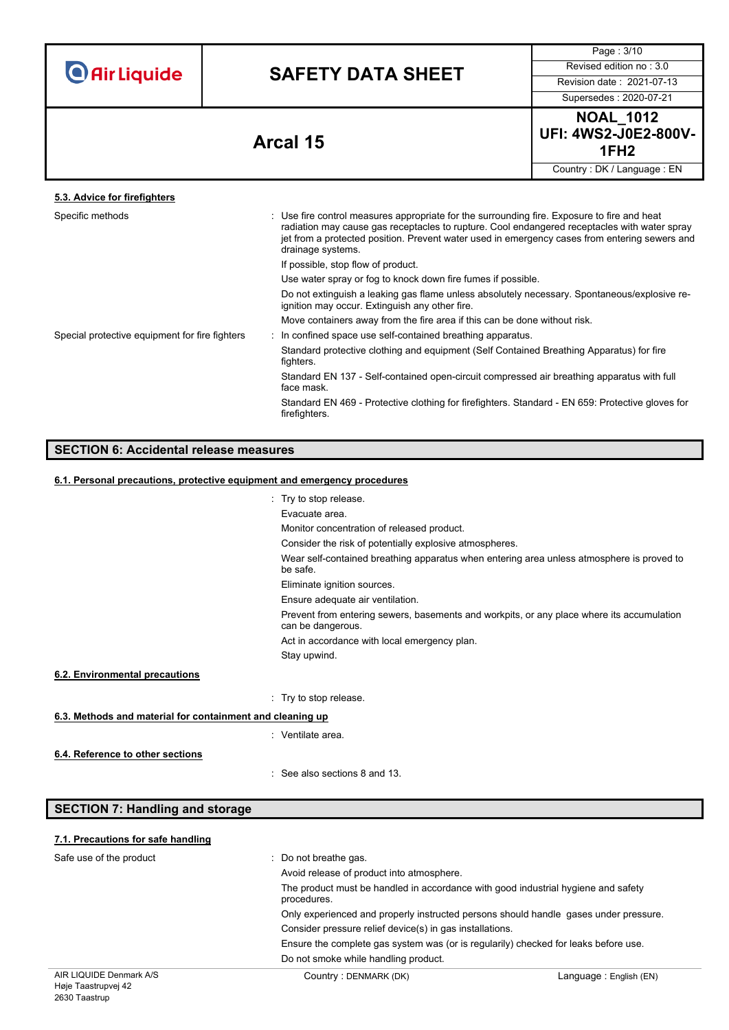### 5.3. Advice for firefighters

| | |
|---|---|
| Specific methods | : Use fire control measures appropriate for the surrounding fire. Exposure to fire and heat radiation may cause gas receptacles to rupture. Cool endangered receptacles with water spray jet from a protected position. Prevent water used in emergency cases from entering sewers and drainage systems. |
| | If possible, stop flow of product. |
| | Use water spray or fog to knock down fire fumes if possible. |
| | Do not extinguish a leaking gas flame unless absolutely necessary. Spontaneous/explosive re-ignition may occur. Extinguish any other fire. |
| | Move containers away from the fire area if this can be done without risk. |
| Special protective equipment for fire fighters | : In confined space use self-contained breathing apparatus. |
| | Standard protective clothing and equipment (Self Contained Breathing Apparatus) for fire fighters. |
| | Standard EN 137 - Self-contained open-circuit compressed air breathing apparatus with full face mask. |
| | Standard EN 469 - Protective clothing for firefighters. Standard - EN 659: Protective gloves for firefighters. |

## SECTION 6: Accidental release measures

### 6.1. Personal precautions, protective equipment and emergency procedures

: Try to stop release.

Evacuate area.

Monitor concentration of released product.

Consider the risk of potentially explosive atmospheres.

Wear self-contained breathing apparatus when entering area unless atmosphere is proved to be safe.

Eliminate ignition sources.

Ensure adequate air ventilation.

Prevent from entering sewers, basements and workpits, or any place where its accumulation can be dangerous.

Act in accordance with local emergency plan.

Stay upwind.

### 6.2. Environmental precautions

: Try to stop release.

### 6.3. Methods and material for containment and cleaning up

: Ventilate area.

### 6.4. Reference to other sections

: See also sections 8 and 13.

## SECTION 7: Handling and storage

### 7.1. Precautions for safe handling

| | |
|---|---|
| Safe use of the product | : Do not breathe gas. |
| | Avoid release of product into atmosphere. |
| | The product must be handled in accordance with good industrial hygiene and safety procedures. |
| | Only experienced and properly instructed persons should handle gases under pressure. |
| | Consider pressure relief device(s) in gas installations. |
| | Ensure the complete gas system was (or is regularly) checked for leaks before use. |
| | Do not smoke while handling product. |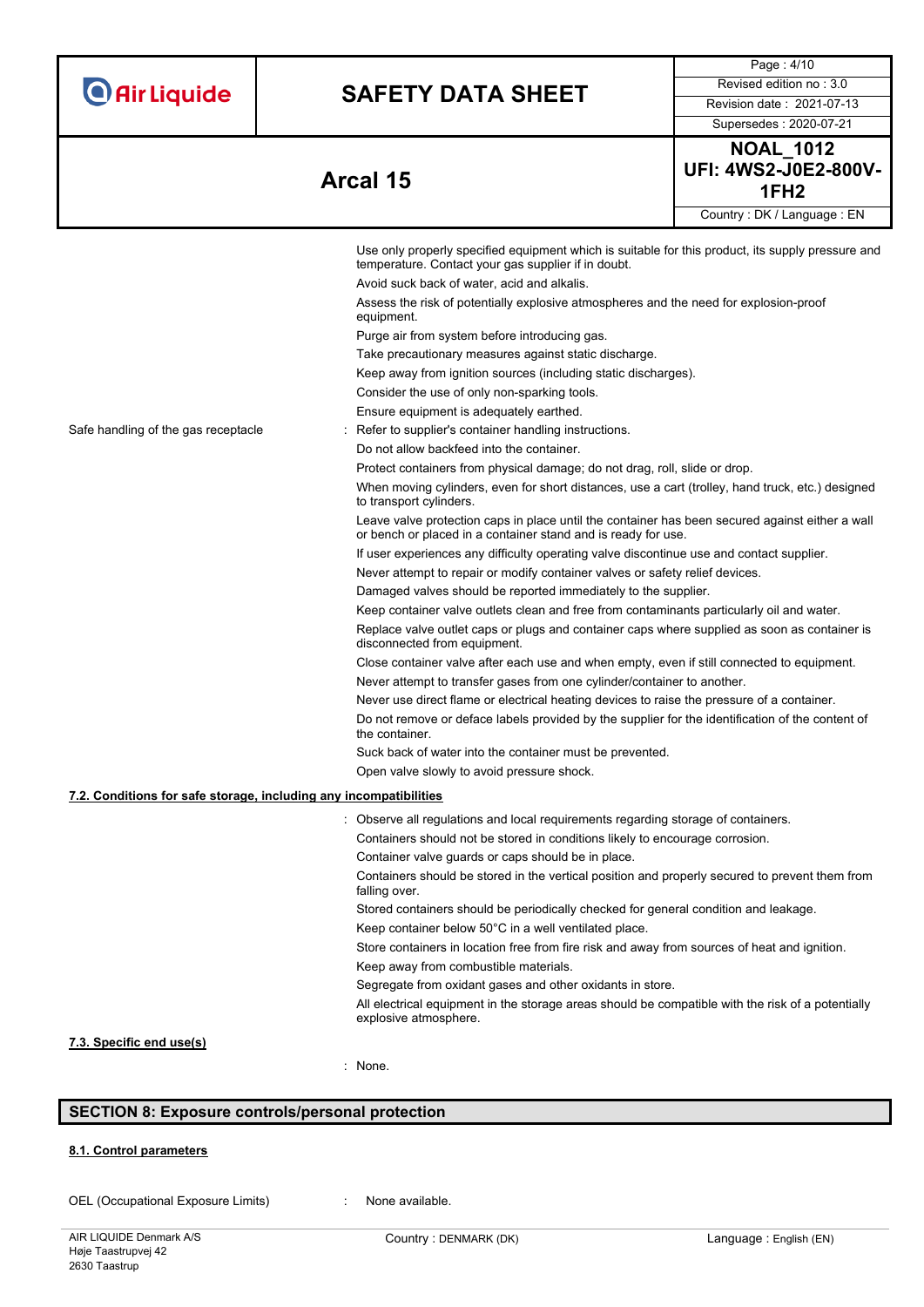Use only properly specified equipment which is suitable for this product, its supply pressure and temperature. Contact your gas supplier if in doubt.

Avoid suck back of water, acid and alkalis.

Assess the risk of potentially explosive atmospheres and the need for explosion-proof equipment.

Purge air from system before introducing gas.

Take precautionary measures against static discharge.

Keep away from ignition sources (including static discharges).

Consider the use of only non-sparking tools.

Ensure equipment is adequately earthed.

Safe handling of the gas receptacle : Refer to supplier's container handling instructions.

Do not allow backfeed into the container.

Protect containers from physical damage; do not drag, roll, slide or drop.

When moving cylinders, even for short distances, use a cart (trolley, hand truck, etc.) designed to transport cylinders.

Leave valve protection caps in place until the container has been secured against either a wall or bench or placed in a container stand and is ready for use.

If user experiences any difficulty operating valve discontinue use and contact supplier.

Never attempt to repair or modify container valves or safety relief devices.

Damaged valves should be reported immediately to the supplier.

Keep container valve outlets clean and free from contaminants particularly oil and water.

Replace valve outlet caps or plugs and container caps where supplied as soon as container is disconnected from equipment.

Close container valve after each use and when empty, even if still connected to equipment.

Never attempt to transfer gases from one cylinder/container to another.

Never use direct flame or electrical heating devices to raise the pressure of a container.

Do not remove or deface labels provided by the supplier for the identification of the content of the container.

Suck back of water into the container must be prevented.

Open valve slowly to avoid pressure shock.

### 7.2. Conditions for safe storage, including any incompatibilities

: Observe all regulations and local requirements regarding storage of containers.

Containers should not be stored in conditions likely to encourage corrosion.

Container valve guards or caps should be in place.

Containers should be stored in the vertical position and properly secured to prevent them from falling over.

Stored containers should be periodically checked for general condition and leakage.

Keep container below 50°C in a well ventilated place.

Store containers in location free from fire risk and away from sources of heat and ignition.

Keep away from combustible materials.

Segregate from oxidant gases and other oxidants in store.

All electrical equipment in the storage areas should be compatible with the risk of a potentially explosive atmosphere.

### 7.3. Specific end use(s)

: None.

## SECTION 8: Exposure controls/personal protection

### 8.1. Control parameters

OEL (Occupational Exposure Limits) : None available.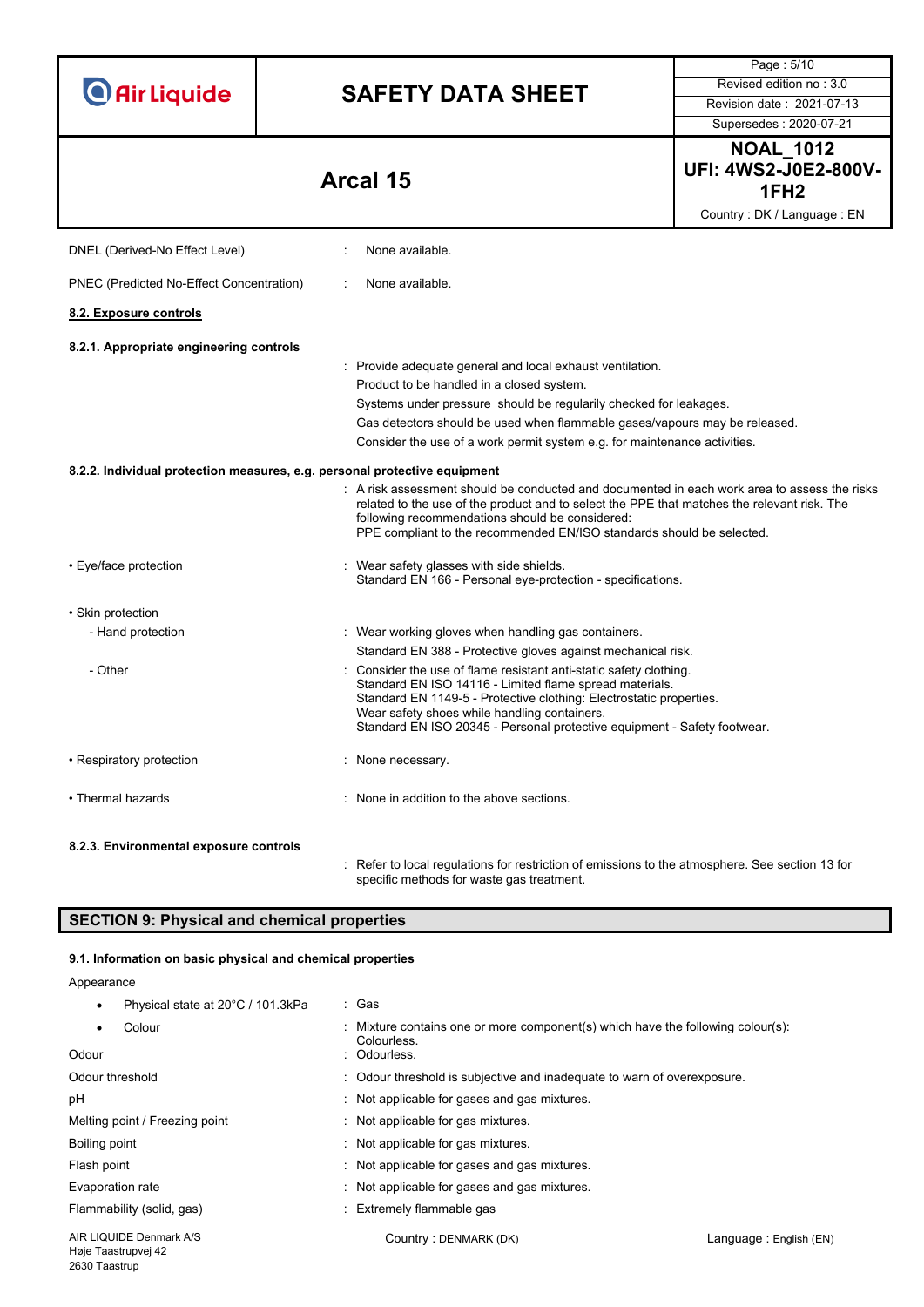DNEL (Derived-No Effect Level) : None available.

PNEC (Predicted No-Effect Concentration) : None available.

### 8.2. Exposure controls

#### 8.2.1. Appropriate engineering controls

: Provide adequate general and local exhaust ventilation.
Product to be handled in a closed system.
Systems under pressure should be regularly checked for leakages.
Gas detectors should be used when flammable gases/vapours may be released.
Consider the use of a work permit system e.g. for maintenance activities.

#### 8.2.2. Individual protection measures, e.g. personal protective equipment

: A risk assessment should be conducted and documented in each work area to assess the risks related to the use of the product and to select the PPE that matches the relevant risk. The following recommendations should be considered:
PPE compliant to the recommended EN/ISO standards should be selected.

- Eye/face protection : Wear safety glasses with side shields.
Standard EN 166 - Personal eye-protection - specifications.

- Skin protection
  - Hand protection : Wear working gloves when handling gas containers.
Standard EN 388 - Protective gloves against mechanical risk.
  - Other : Consider the use of flame resistant anti-static safety clothing.
Standard EN ISO 14116 - Limited flame spread materials.
Standard EN 1149-5 - Protective clothing: Electrostatic properties.
Wear safety shoes while handling containers.
Standard EN ISO 20345 - Personal protective equipment - Safety footwear.

- Respiratory protection : None necessary.

- Thermal hazards : None in addition to the above sections.

#### 8.2.3. Environmental exposure controls

: Refer to local regulations for restriction of emissions to the atmosphere. See section 13 for specific methods for waste gas treatment.

## SECTION 9: Physical and chemical properties

### 9.1. Information on basic physical and chemical properties

Appearance

- Physical state at 20°C / 101.3kPa : Gas
- Colour : Mixture contains one or more component(s) which have the following colour(s): Colourless.

Odour : Odourless.

Odour threshold : Odour threshold is subjective and inadequate to warn of overexposure.

pH : Not applicable for gases and gas mixtures.

Melting point / Freezing point : Not applicable for gas mixtures.

Boiling point : Not applicable for gas mixtures.

Flash point : Not applicable for gases and gas mixtures.

Evaporation rate : Not applicable for gases and gas mixtures.

Flammability (solid, gas) : Extremely flammable gas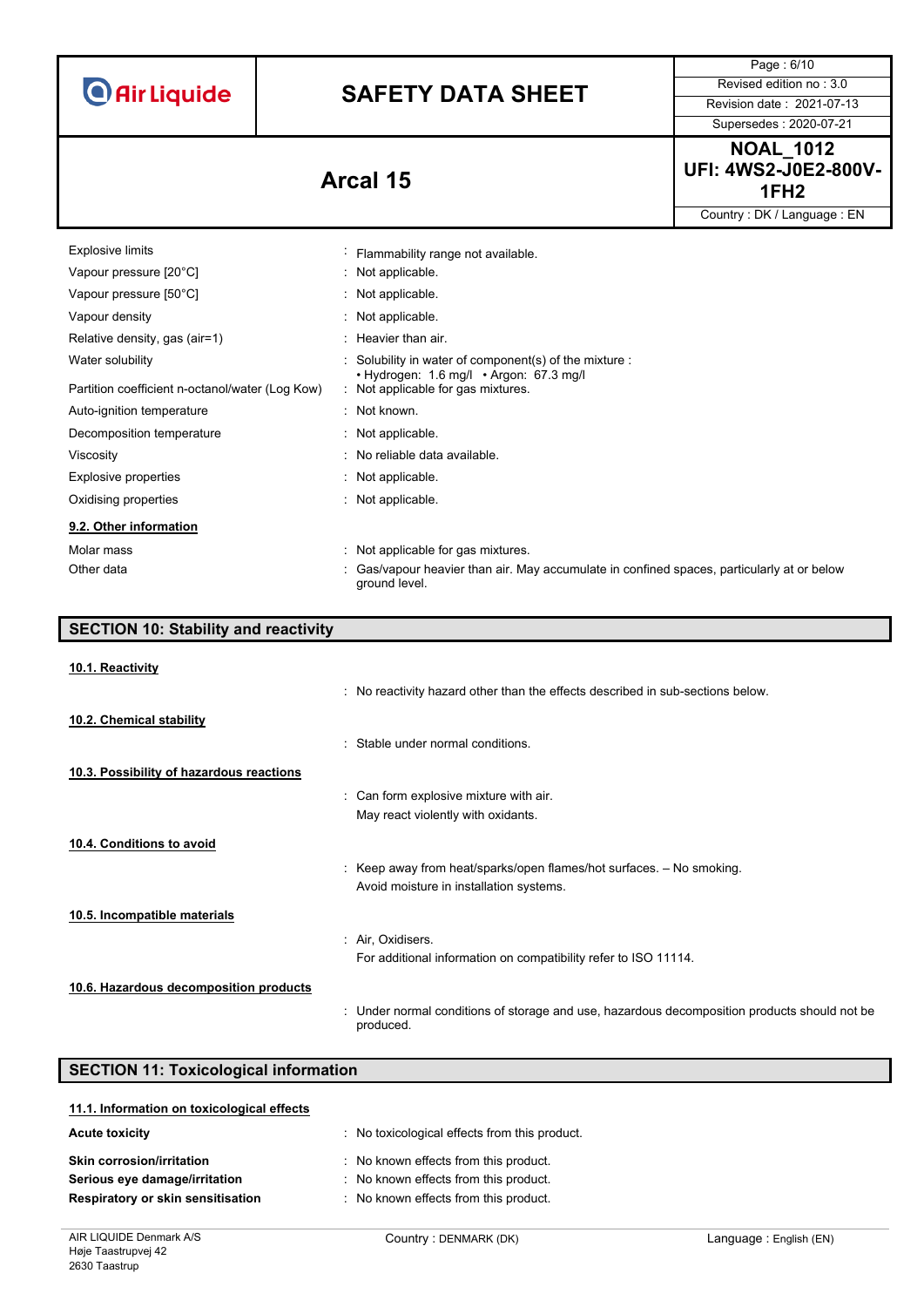| | |
|---|---|
| Explosive limits | : Flammability range not available. |
| Vapour pressure [20°C] | : Not applicable. |
| Vapour pressure [50°C] | : Not applicable. |
| Vapour density | : Not applicable. |
| Relative density, gas (air=1) | : Heavier than air. |
| Water solubility | : Solubility in water of component(s) of the mixture :<br>• Hydrogen: 1.6 mg/l • Argon: 67.3 mg/l |
| Partition coefficient n-octanol/water (Log Kow) | : Not applicable for gas mixtures. |
| Auto-ignition temperature | : Not known. |
| Decomposition temperature | : Not applicable. |
| Viscosity | : No reliable data available. |
| Explosive properties | : Not applicable. |
| Oxidising properties | : Not applicable. |

### 9.2. Other information

| | |
|---|---|
| Molar mass | : Not applicable for gas mixtures. |
| Other data | : Gas/vapour heavier than air. May accumulate in confined spaces, particularly at or below ground level. |

## SECTION 10: Stability and reactivity

### 10.1. Reactivity

: No reactivity hazard other than the effects described in sub-sections below.

### 10.2. Chemical stability

: Stable under normal conditions.

### 10.3. Possibility of hazardous reactions

: Can form explosive mixture with air.
May react violently with oxidants.

### 10.4. Conditions to avoid

: Keep away from heat/sparks/open flames/hot surfaces. – No smoking.
Avoid moisture in installation systems.

### 10.5. Incompatible materials

: Air, Oxidisers.
For additional information on compatibility refer to ISO 11114.

### 10.6. Hazardous decomposition products

: Under normal conditions of storage and use, hazardous decomposition products should not be produced.

## SECTION 11: Toxicological information

### 11.1. Information on toxicological effects

| | |
|---|---|
| **Acute toxicity** | : No toxicological effects from this product. |
| **Skin corrosion/irritation** | : No known effects from this product. |
| **Serious eye damage/irritation** | : No known effects from this product. |
| **Respiratory or skin sensitisation** | : No known effects from this product. |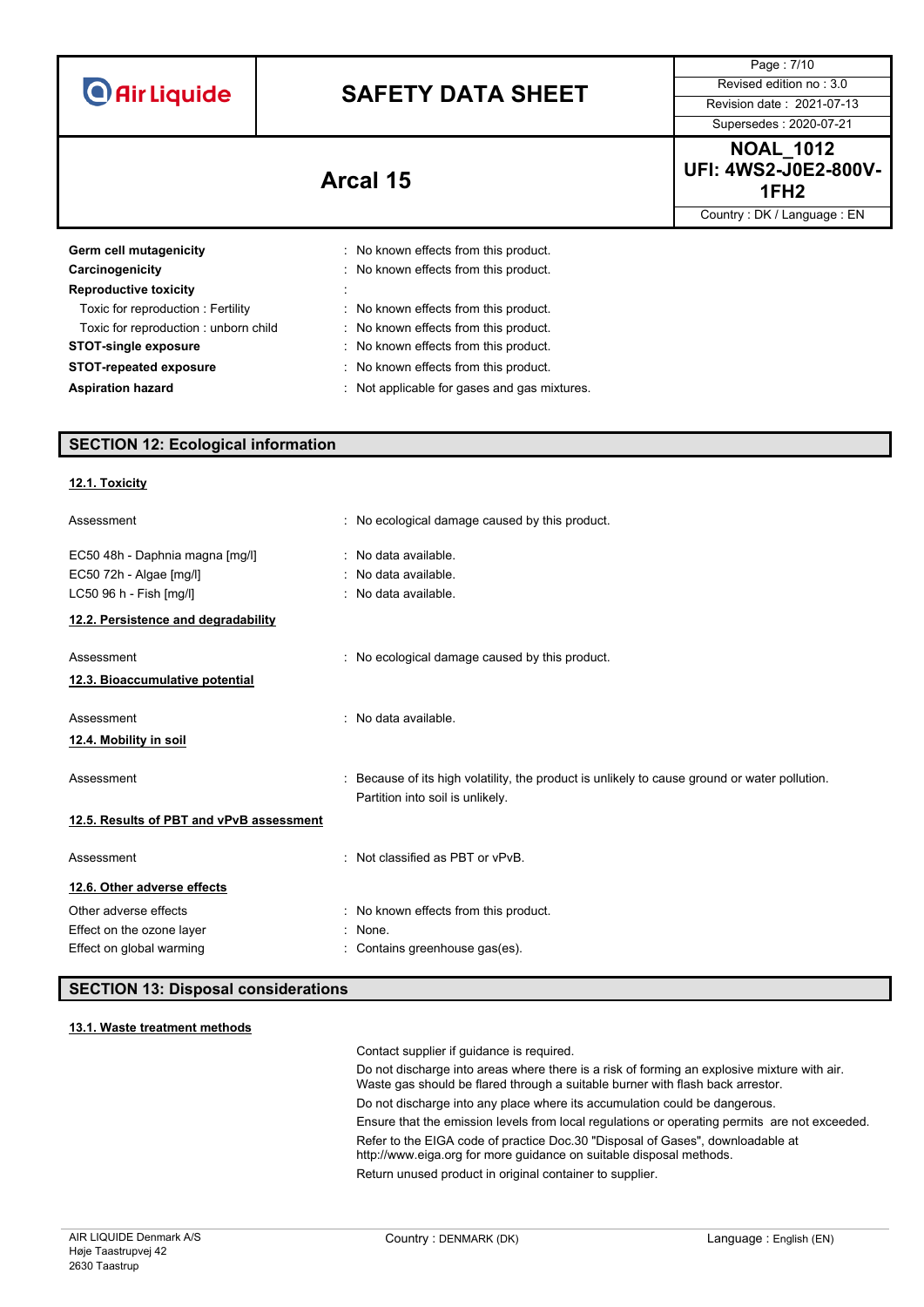| | | |
|---|---|---|
| **Germ cell mutagenicity** | : | No known effects from this product. |
| **Carcinogenicity** | : | No known effects from this product. |
| **Reproductive toxicity** | : | |
| Toxic for reproduction : Fertility | : | No known effects from this product. |
| Toxic for reproduction : unborn child | : | No known effects from this product. |
| **STOT-single exposure** | : | No known effects from this product. |
| **STOT-repeated exposure** | : | No known effects from this product. |
| **Aspiration hazard** | : | Not applicable for gases and gas mixtures. |

## SECTION 12: Ecological information

### 12.1. Toxicity

| | | |
|---|---|---|
| Assessment | : | No ecological damage caused by this product. |
| EC50 48h - Daphnia magna [mg/l] | : | No data available. |
| EC50 72h - Algae [mg/l] | : | No data available. |
| LC50 96 h - Fish [mg/l] | : | No data available. |

### 12.2. Persistence and degradability

Assessment : No ecological damage caused by this product.

### 12.3. Bioaccumulative potential

Assessment : No data available.

### 12.4. Mobility in soil

Assessment : Because of its high volatility, the product is unlikely to cause ground or water pollution. Partition into soil is unlikely.

### 12.5. Results of PBT and vPvB assessment

Assessment : Not classified as PBT or vPvB.

### 12.6. Other adverse effects

| | | |
|---|---|---|
| Other adverse effects | : | No known effects from this product. |
| Effect on the ozone layer | : | None. |
| Effect on global warming | : | Contains greenhouse gas(es). |

## SECTION 13: Disposal considerations

### 13.1. Waste treatment methods

Contact supplier if guidance is required.

Do not discharge into areas where there is a risk of forming an explosive mixture with air. Waste gas should be flared through a suitable burner with flash back arrestor.

Do not discharge into any place where its accumulation could be dangerous.

Ensure that the emission levels from local regulations or operating permits are not exceeded.

Refer to the EIGA code of practice Doc.30 "Disposal of Gases", downloadable at http://www.eiga.org for more guidance on suitable disposal methods.

Return unused product in original container to supplier.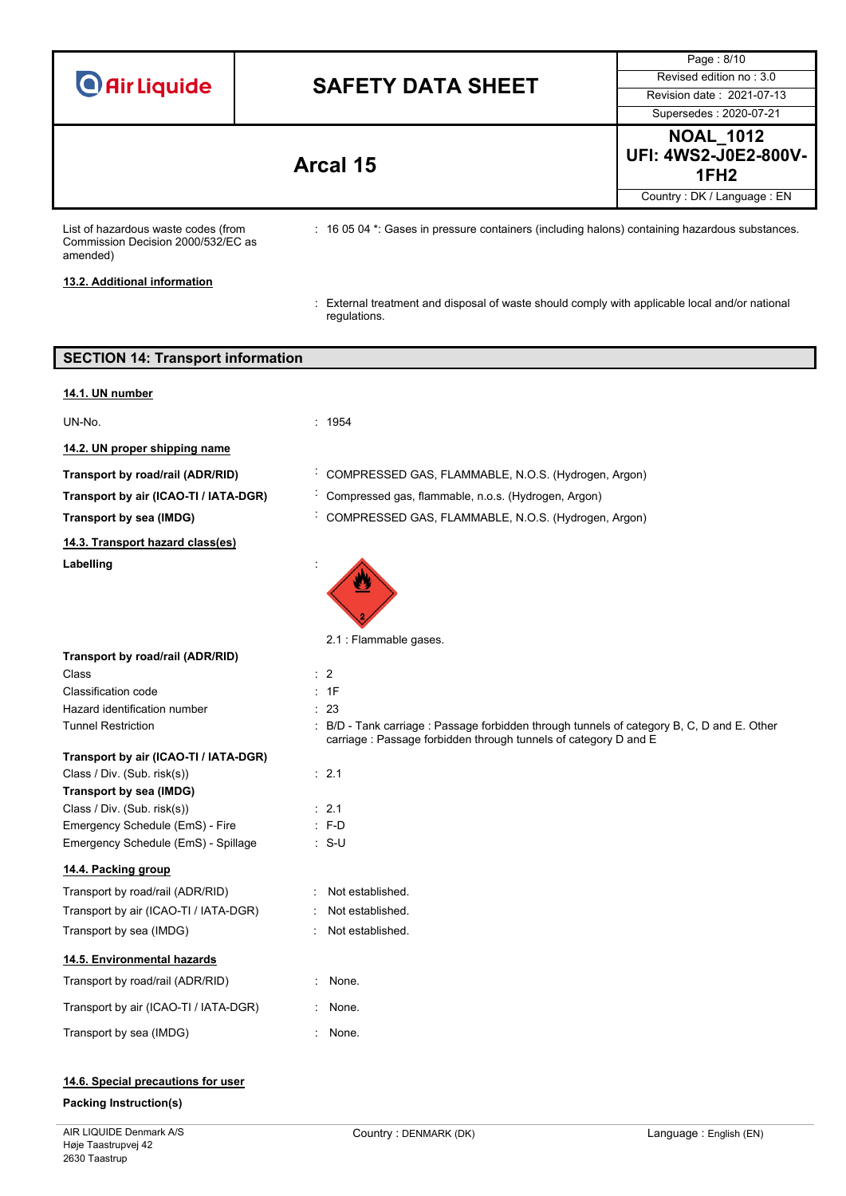List of hazardous waste codes (from Commission Decision 2000/532/EC as amended) : 16 05 04 *: Gases in pressure containers (including halons) containing hazardous substances.

#### 13.2. Additional information

: External treatment and disposal of waste should comply with applicable local and/or national regulations.

## SECTION 14: Transport information

#### 14.1. UN number

UN-No. : 1954

#### 14.2. UN proper shipping name

**Transport by road/rail (ADR/RID)** : COMPRESSED GAS, FLAMMABLE, N.O.S. (Hydrogen, Argon)

**Transport by air (ICAO-TI / IATA-DGR)** : Compressed gas, flammable, n.o.s. (Hydrogen, Argon)

**Transport by sea (IMDG)** : COMPRESSED GAS, FLAMMABLE, N.O.S. (Hydrogen, Argon)

#### 14.3. Transport hazard class(es)

**Labelling** :

2.1 : Flammable gases.

**Transport by road/rail (ADR/RID)**

Class : 2

Classification code : 1F

Hazard identification number : 23

Tunnel Restriction : B/D - Tank carriage : Passage forbidden through tunnels of category B, C, D and E. Other carriage : Passage forbidden through tunnels of category D and E

**Transport by air (ICAO-TI / IATA-DGR)**

Class / Div. (Sub. risk(s)) : 2.1

**Transport by sea (IMDG)**

Class / Div. (Sub. risk(s)) : 2.1

Emergency Schedule (EmS) - Fire : F-D

Emergency Schedule (EmS) - Spillage : S-U

#### 14.4. Packing group

Transport by road/rail (ADR/RID) : Not established.

Transport by air (ICAO-TI / IATA-DGR) : Not established.

Transport by sea (IMDG) : Not established.

#### 14.5. Environmental hazards

Transport by road/rail (ADR/RID) : None.

Transport by air (ICAO-TI / IATA-DGR) : None.

Transport by sea (IMDG) : None.

#### 14.6. Special precautions for user

**Packing Instruction(s)**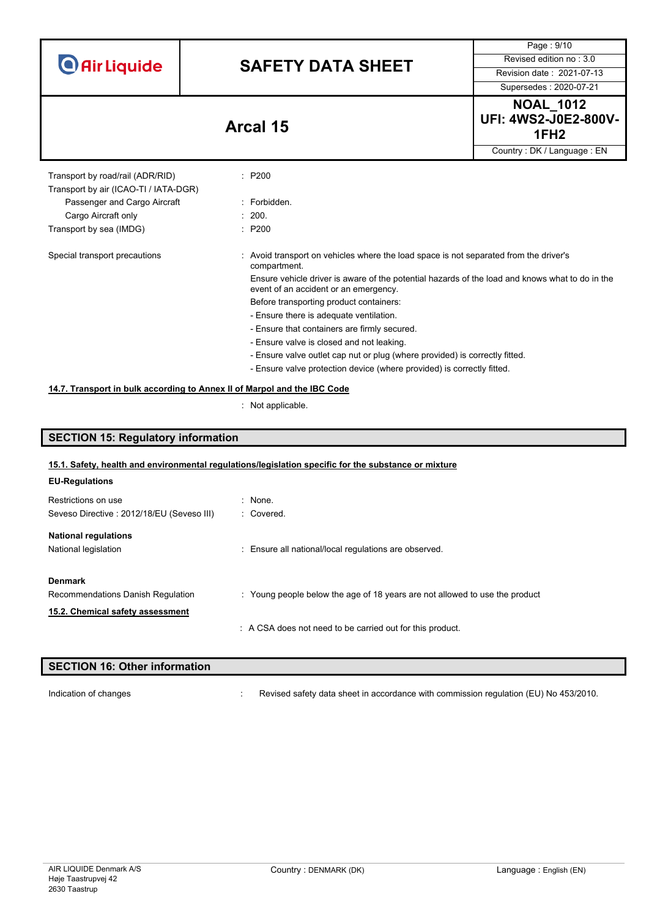| | |
|---|---|
| Transport by road/rail (ADR/RID) | : P200 |
| Transport by air (ICAO-TI / IATA-DGR) | |
| Passenger and Cargo Aircraft | : Forbidden. |
| Cargo Aircraft only | : 200. |
| Transport by sea (IMDG) | : P200 |

Special transport precautions : Avoid transport on vehicles where the load space is not separated from the driver's compartment.
Ensure vehicle driver is aware of the potential hazards of the load and knows what to do in the event of an accident or an emergency.
Before transporting product containers:
- Ensure there is adequate ventilation.
- Ensure that containers are firmly secured.
- Ensure valve is closed and not leaking.
- Ensure valve outlet cap nut or plug (where provided) is correctly fitted.
- Ensure valve protection device (where provided) is correctly fitted.

**14.7. Transport in bulk according to Annex II of Marpol and the IBC Code**

: Not applicable.

## SECTION 15: Regulatory information

**15.1. Safety, health and environmental regulations/legislation specific for the substance or mixture**

**EU-Regulations**

| | |
|---|---|
| Restrictions on use | : None. |
| Seveso Directive : 2012/18/EU (Seveso III) | : Covered. |

**National regulations**

National legislation : Ensure all national/local regulations are observed.

**Denmark**

Recommendations Danish Regulation : Young people below the age of 18 years are not allowed to use the product

**15.2. Chemical safety assessment**

: A CSA does not need to be carried out for this product.

## SECTION 16: Other information

Indication of changes : Revised safety data sheet in accordance with commission regulation (EU) No 453/2010.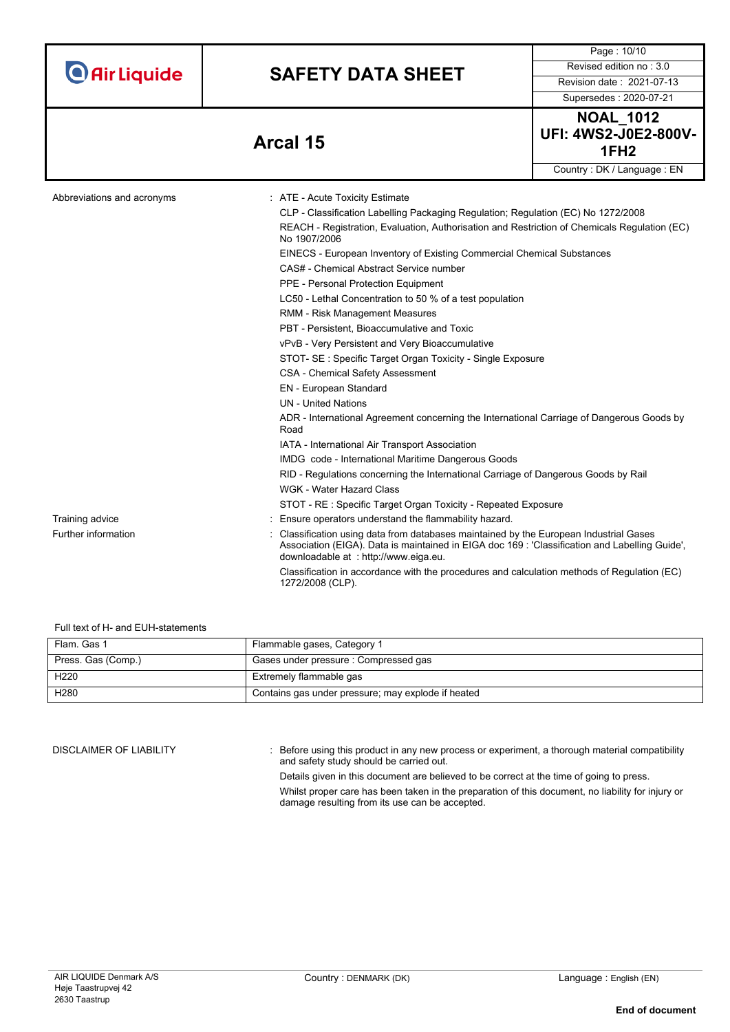Abbreviations and acronyms : ATE - Acute Toxicity Estimate

CLP - Classification Labelling Packaging Regulation; Regulation (EC) No 1272/2008

REACH - Registration, Evaluation, Authorisation and Restriction of Chemicals Regulation (EC) No 1907/2006

EINECS - European Inventory of Existing Commercial Chemical Substances

CAS# - Chemical Abstract Service number

PPE - Personal Protection Equipment

LC50 - Lethal Concentration to 50 % of a test population

RMM - Risk Management Measures

PBT - Persistent, Bioaccumulative and Toxic

vPvB - Very Persistent and Very Bioaccumulative

STOT- SE : Specific Target Organ Toxicity - Single Exposure

CSA - Chemical Safety Assessment

EN - European Standard

UN - United Nations

ADR - International Agreement concerning the International Carriage of Dangerous Goods by Road

IATA - International Air Transport Association

IMDG code - International Maritime Dangerous Goods

RID - Regulations concerning the International Carriage of Dangerous Goods by Rail

WGK - Water Hazard Class

STOT - RE : Specific Target Organ Toxicity - Repeated Exposure

Training advice : Ensure operators understand the flammability hazard.

Further information : Classification using data from databases maintained by the European Industrial Gases Association (EIGA). Data is maintained in EIGA doc 169 : 'Classification and Labelling Guide', downloadable at : http://www.eiga.eu.

Classification in accordance with the procedures and calculation methods of Regulation (EC) 1272/2008 (CLP).

Full text of H- and EUH-statements

| | |
|---|---|
| Flam. Gas 1 | Flammable gases, Category 1 |
| Press. Gas (Comp.) | Gases under pressure : Compressed gas |
| H220 | Extremely flammable gas |
| H280 | Contains gas under pressure; may explode if heated |

DISCLAIMER OF LIABILITY : Before using this product in any new process or experiment, a thorough material compatibility and safety study should be carried out.

Details given in this document are believed to be correct at the time of going to press.

Whilst proper care has been taken in the preparation of this document, no liability for injury or damage resulting from its use can be accepted.

End of document